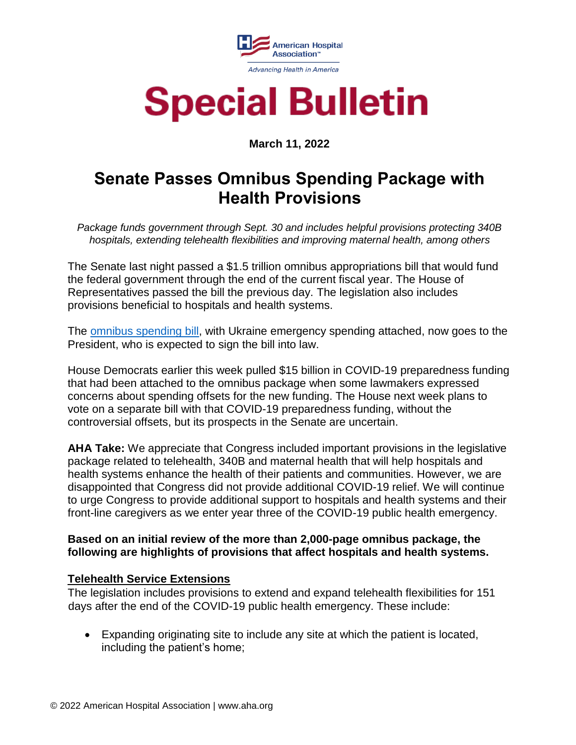American Hospital Association™

*Advancing Health in America*

# Special Bulletin

**March 11, 2022**

## Senate Passes Omnibus Spending Package with Health Provisions

*Package funds government through Sept. 30 and includes helpful provisions protecting 340B hospitals, extending telehealth flexibilities and improving maternal health, among others*

The Senate last night passed a $1.5 trillion omnibus appropriations bill that would fund the federal government through the end of the current fiscal year. The House of Representatives passed the bill the previous day. The legislation also includes provisions beneficial to hospitals and health systems.

The omnibus spending bill, with Ukraine emergency spending attached, now goes to the President, who is expected to sign the bill into law.

House Democrats earlier this week pulled $15 billion in COVID-19 preparedness funding that had been attached to the omnibus package when some lawmakers expressed concerns about spending offsets for the new funding. The House next week plans to vote on a separate bill with that COVID-19 preparedness funding, without the controversial offsets, but its prospects in the Senate are uncertain.

**AHA Take:** We appreciate that Congress included important provisions in the legislative package related to telehealth, 340B and maternal health that will help hospitals and health systems enhance the health of their patients and communities. However, we are disappointed that Congress did not provide additional COVID-19 relief. We will continue to urge Congress to provide additional support to hospitals and health systems and their front-line caregivers as we enter year three of the COVID-19 public health emergency.

**Based on an initial review of the more than 2,000-page omnibus package, the following are highlights of provisions that affect hospitals and health systems.**

### Telehealth Service Extensions

The legislation includes provisions to extend and expand telehealth flexibilities for 151 days after the end of the COVID-19 public health emergency. These include:

- Expanding originating site to include any site at which the patient is located, including the patient's home;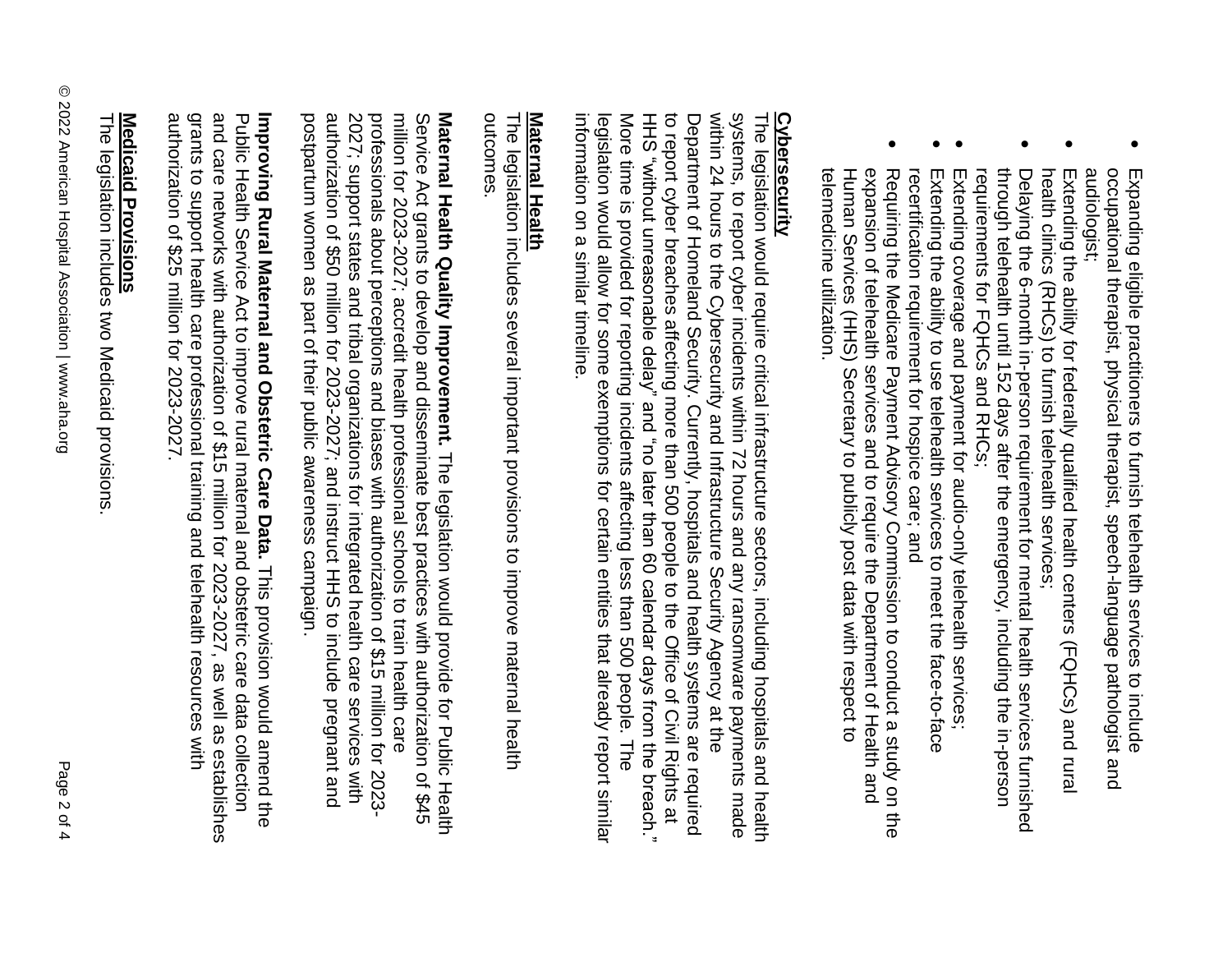- Expanding eligible practitioners to furnish telehealth services to include occupational therapist, physical therapist, speech-language pathologist and audiologist;
- Extending the ability for federally qualified health centers (FQHCs) and rural health clinics (RHCs) to furnish telehealth services;
- Delaying the 6-month in-person requirement for mental health services furnished through telehealth until 152 days after the emergency, including the in-person requirements for FQHCs and RHCs;
- Extending coverage and payment for audio-only telehealth services;
- Extending the ability to use telehealth services to meet the face-to-face recertification requirement for hospice care; and
- Requiring the Medicare Payment Advisory Commission to conduct a study on the expansion of telehealth services and to require the Department of Health and Human Services (HHS) Secretary to publicly post data with respect to telemedicine utilization.

## Cybersecurity

The legislation would require critical infrastructure sectors, including hospitals and health systems, to report cyber incidents within 72 hours and any ransomware payments made within 24 hours to the Cybersecurity and Infrastructure Security Agency at the Department of Homeland Security. Currently, hospitals and health systems are required to report cyber breaches affecting more than 500 people to the Office of Civil Rights at HHS "without unreasonable delay" and "no later than 60 calendar days from the breach." More time is provided for reporting incidents affecting less than 500 people. The legislation would allow for some exemptions for certain entities that already report similar information on a similar timeline.

## Maternal Health

The legislation includes several important provisions to improve maternal health outcomes.

**Maternal Health Quality Improvement.** The legislation would provide for Public Health Service Act grants to develop and disseminate best practices with authorization of $45 million for 2023-2027; accredit health professional schools to train health care professionals about perceptions and biases with authorization of $15 million for 2023-2027; support states and tribal organizations for integrated health care services with authorization of $50 million for 2023-2027; and instruct HHS to include pregnant and postpartum women as part of their public awareness campaign.

**Improving Rural Maternal and Obstetric Care Data.** This provision would amend the Public Health Service Act to improve rural maternal and obstetric care data collection and care networks with authorization of $15 million for 2023-2027, as well as establishes grants to support health care professional training and telehealth resources with authorization of $25 million for 2023-2027.

## Medicaid Provisions

The legislation includes two Medicaid provisions.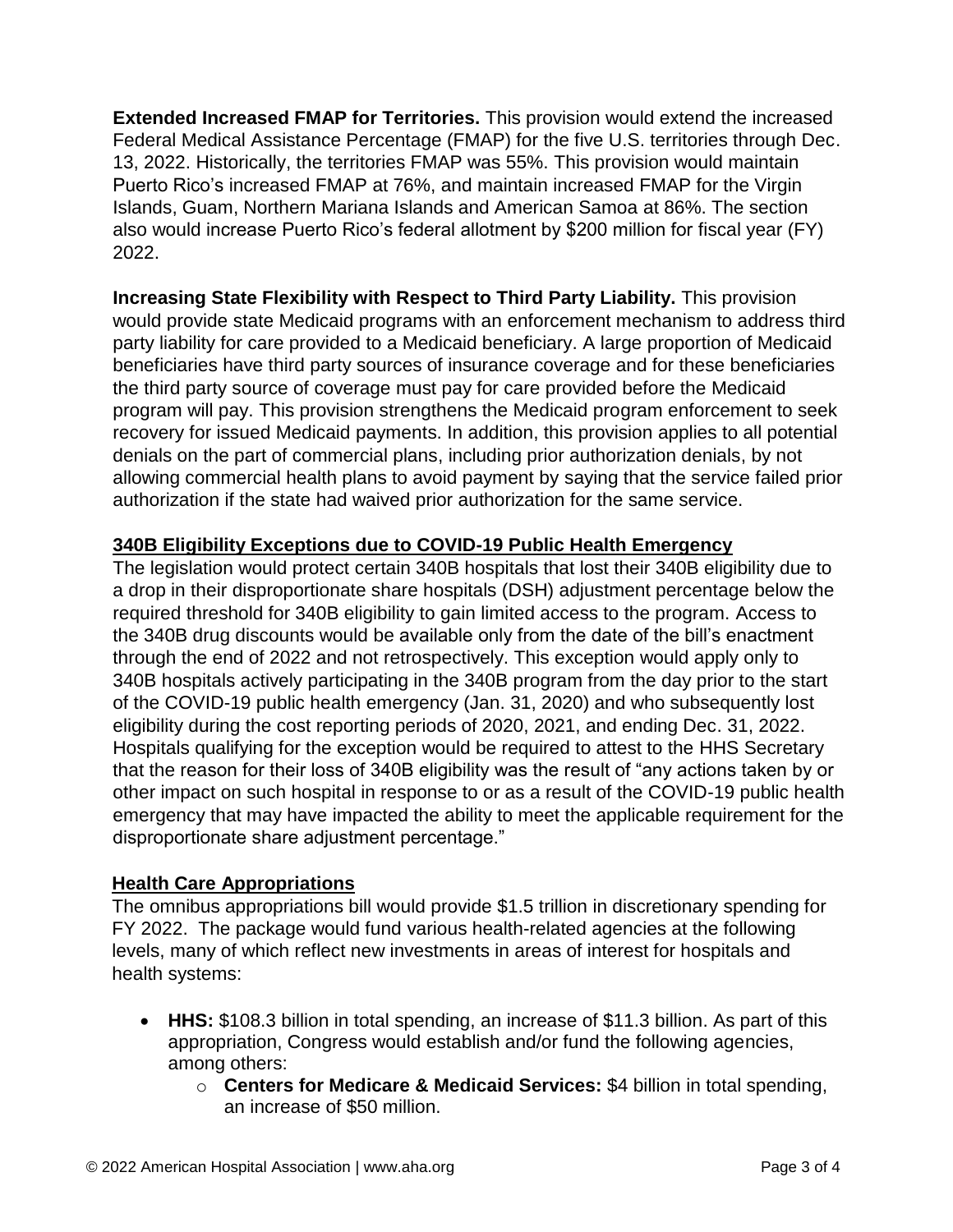**Extended Increased FMAP for Territories.** This provision would extend the increased Federal Medical Assistance Percentage (FMAP) for the five U.S. territories through Dec. 13, 2022. Historically, the territories FMAP was 55%. This provision would maintain Puerto Rico's increased FMAP at 76%, and maintain increased FMAP for the Virgin Islands, Guam, Northern Mariana Islands and American Samoa at 86%. The section also would increase Puerto Rico's federal allotment by $200 million for fiscal year (FY) 2022.

**Increasing State Flexibility with Respect to Third Party Liability.** This provision would provide state Medicaid programs with an enforcement mechanism to address third party liability for care provided to a Medicaid beneficiary. A large proportion of Medicaid beneficiaries have third party sources of insurance coverage and for these beneficiaries the third party source of coverage must pay for care provided before the Medicaid program will pay. This provision strengthens the Medicaid program enforcement to seek recovery for issued Medicaid payments. In addition, this provision applies to all potential denials on the part of commercial plans, including prior authorization denials, by not allowing commercial health plans to avoid payment by saying that the service failed prior authorization if the state had waived prior authorization for the same service.

## 340B Eligibility Exceptions due to COVID-19 Public Health Emergency

The legislation would protect certain 340B hospitals that lost their 340B eligibility due to a drop in their disproportionate share hospitals (DSH) adjustment percentage below the required threshold for 340B eligibility to gain limited access to the program. Access to the 340B drug discounts would be available only from the date of the bill's enactment through the end of 2022 and not retrospectively. This exception would apply only to 340B hospitals actively participating in the 340B program from the day prior to the start of the COVID-19 public health emergency (Jan. 31, 2020) and who subsequently lost eligibility during the cost reporting periods of 2020, 2021, and ending Dec. 31, 2022. Hospitals qualifying for the exception would be required to attest to the HHS Secretary that the reason for their loss of 340B eligibility was the result of "any actions taken by or other impact on such hospital in response to or as a result of the COVID-19 public health emergency that may have impacted the ability to meet the applicable requirement for the disproportionate share adjustment percentage."

## Health Care Appropriations

The omnibus appropriations bill would provide $1.5 trillion in discretionary spending for FY 2022. The package would fund various health-related agencies at the following levels, many of which reflect new investments in areas of interest for hospitals and health systems:

- **HHS:** $108.3 billion in total spending, an increase of $11.3 billion. As part of this appropriation, Congress would establish and/or fund the following agencies, among others:
  - **Centers for Medicare & Medicaid Services:** $4 billion in total spending, an increase of $50 million.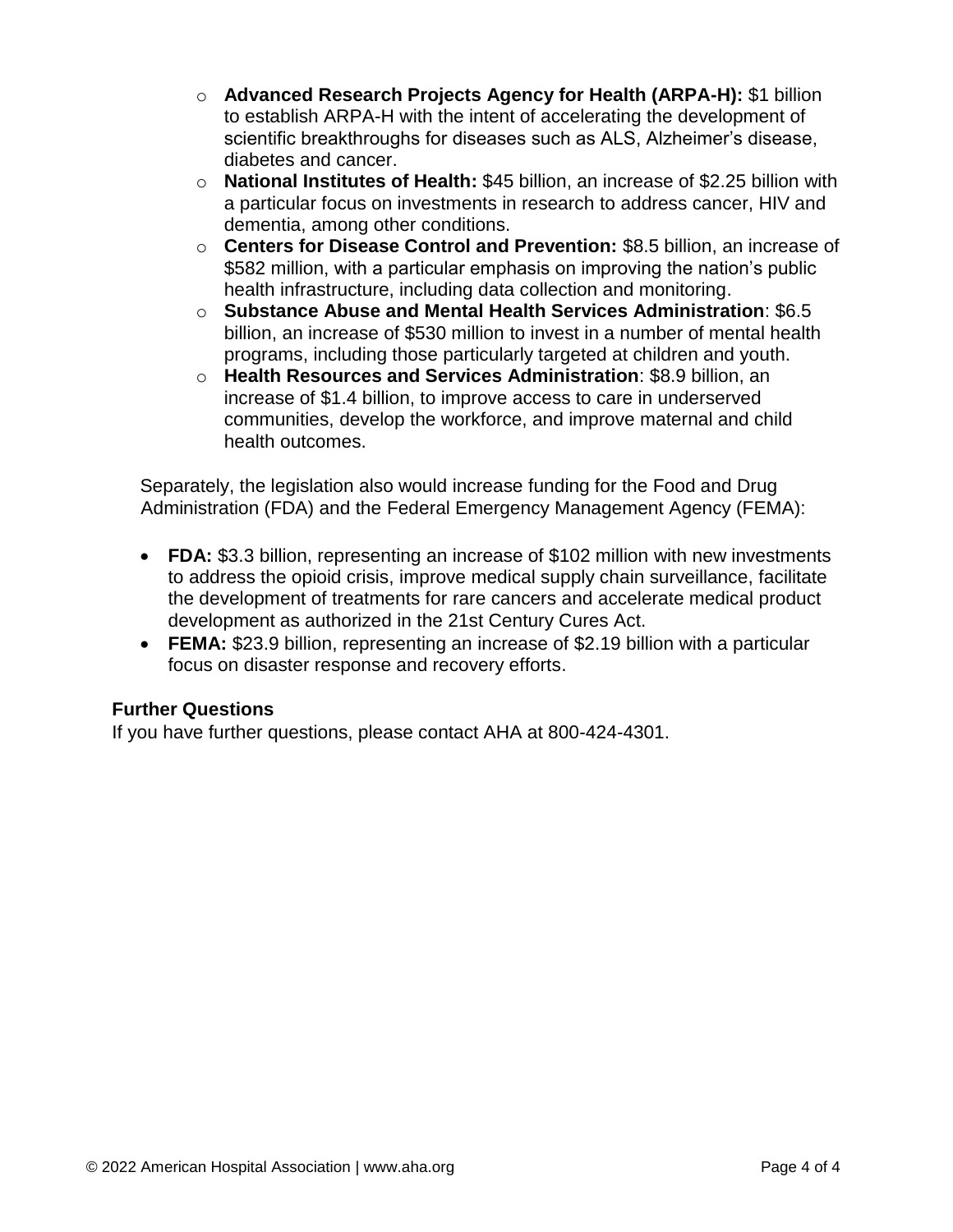- **Advanced Research Projects Agency for Health (ARPA-H):** $1 billion to establish ARPA-H with the intent of accelerating the development of scientific breakthroughs for diseases such as ALS, Alzheimer's disease, diabetes and cancer.
- **National Institutes of Health:** $45 billion, an increase of $2.25 billion with a particular focus on investments in research to address cancer, HIV and dementia, among other conditions.
- **Centers for Disease Control and Prevention:** $8.5 billion, an increase of $582 million, with a particular emphasis on improving the nation's public health infrastructure, including data collection and monitoring.
- **Substance Abuse and Mental Health Services Administration**: $6.5 billion, an increase of $530 million to invest in a number of mental health programs, including those particularly targeted at children and youth.
- **Health Resources and Services Administration**: $8.9 billion, an increase of $1.4 billion, to improve access to care in underserved communities, develop the workforce, and improve maternal and child health outcomes.

Separately, the legislation also would increase funding for the Food and Drug Administration (FDA) and the Federal Emergency Management Agency (FEMA):

- **FDA:** $3.3 billion, representing an increase of $102 million with new investments to address the opioid crisis, improve medical supply chain surveillance, facilitate the development of treatments for rare cancers and accelerate medical product development as authorized in the 21st Century Cures Act.
- **FEMA:** $23.9 billion, representing an increase of $2.19 billion with a particular focus on disaster response and recovery efforts.

**Further Questions**

If you have further questions, please contact AHA at 800-424-4301.